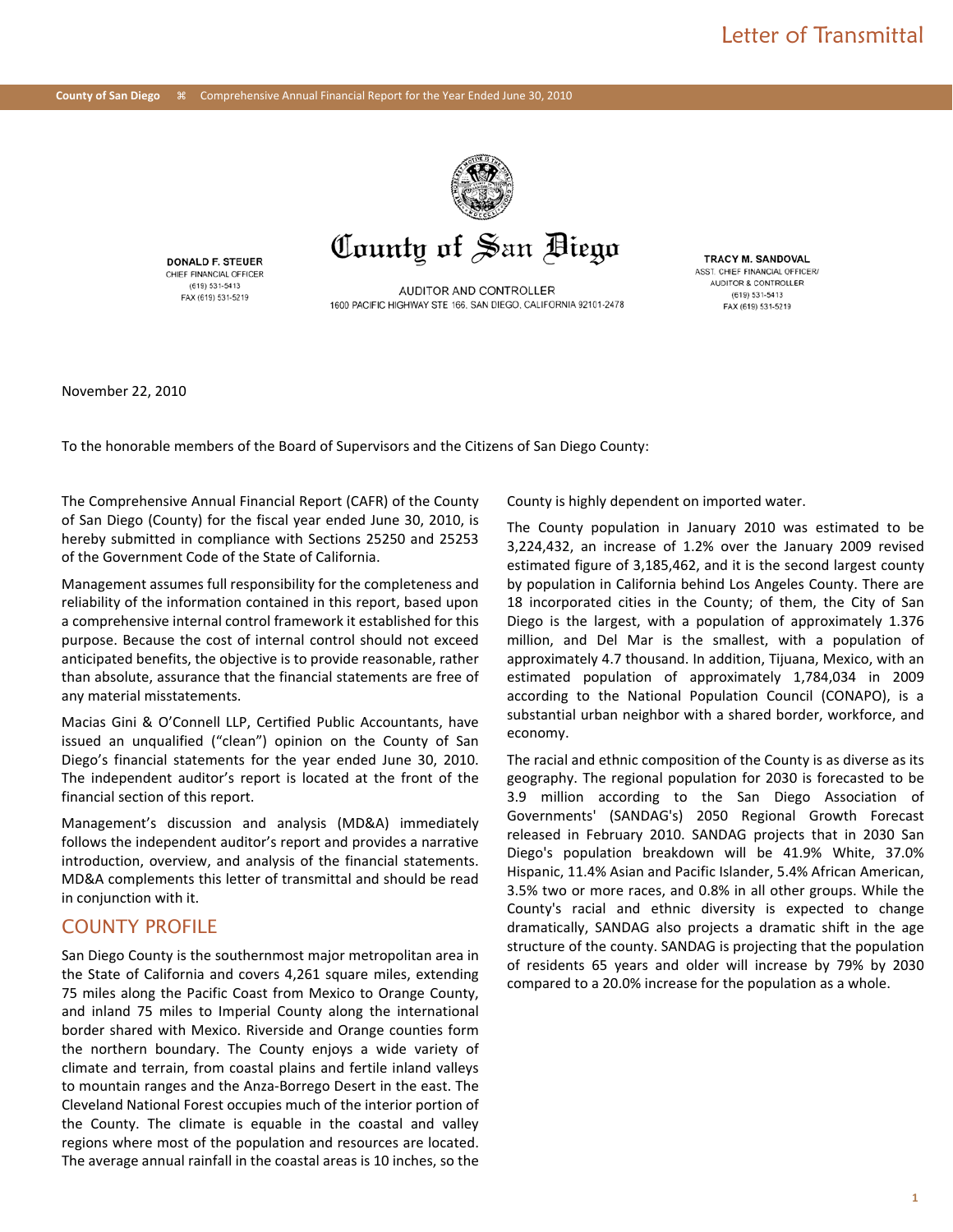# Letter of Transmittal

**County of San Diego**

DONALD F. STEUER
CHIEF FINANCIAL OFFICER
(619) 531-5413
FAX (619) 531-5219

AUDITOR AND CONTROLLER
1600 PACIFIC HIGHWAY STE 166, SAN DIEGO, CALIFORNIA 92101-2478

TRACY M. SANDOVAL
ASST. CHIEF FINANCIAL OFFICER/
AUDITOR & CONTROLLER
(619) 531-5413
FAX (619) 531-5219

November 22, 2010

To the honorable members of the Board of Supervisors and the Citizens of San Diego County:

The Comprehensive Annual Financial Report (CAFR) of the County of San Diego (County) for the fiscal year ended June 30, 2010, is hereby submitted in compliance with Sections 25250 and 25253 of the Government Code of the State of California.

Management assumes full responsibility for the completeness and reliability of the information contained in this report, based upon a comprehensive internal control framework it established for this purpose. Because the cost of internal control should not exceed anticipated benefits, the objective is to provide reasonable, rather than absolute, assurance that the financial statements are free of any material misstatements.

Macias Gini & O'Connell LLP, Certified Public Accountants, have issued an unqualified ("clean") opinion on the County of San Diego's financial statements for the year ended June 30, 2010. The independent auditor's report is located at the front of the financial section of this report.

Management's discussion and analysis (MD&A) immediately follows the independent auditor's report and provides a narrative introduction, overview, and analysis of the financial statements. MD&A complements this letter of transmittal and should be read in conjunction with it.

## COUNTY PROFILE

San Diego County is the southernmost major metropolitan area in the State of California and covers 4,261 square miles, extending 75 miles along the Pacific Coast from Mexico to Orange County, and inland 75 miles to Imperial County along the international border shared with Mexico. Riverside and Orange counties form the northern boundary. The County enjoys a wide variety of climate and terrain, from coastal plains and fertile inland valleys to mountain ranges and the Anza-Borrego Desert in the east. The Cleveland National Forest occupies much of the interior portion of the County. The climate is equable in the coastal and valley regions where most of the population and resources are located. The average annual rainfall in the coastal areas is 10 inches, so the County is highly dependent on imported water.

The County population in January 2010 was estimated to be 3,224,432, an increase of 1.2% over the January 2009 revised estimated figure of 3,185,462, and it is the second largest county by population in California behind Los Angeles County. There are 18 incorporated cities in the County; of them, the City of San Diego is the largest, with a population of approximately 1.376 million, and Del Mar is the smallest, with a population of approximately 4.7 thousand. In addition, Tijuana, Mexico, with an estimated population of approximately 1,784,034 in 2009 according to the National Population Council (CONAPO), is a substantial urban neighbor with a shared border, workforce, and economy.

The racial and ethnic composition of the County is as diverse as its geography. The regional population for 2030 is forecasted to be 3.9 million according to the San Diego Association of Governments' (SANDAG's) 2050 Regional Growth Forecast released in February 2010. SANDAG projects that in 2030 San Diego's population breakdown will be 41.9% White, 37.0% Hispanic, 11.4% Asian and Pacific Islander, 5.4% African American, 3.5% two or more races, and 0.8% in all other groups. While the County's racial and ethnic diversity is expected to change dramatically, SANDAG also projects a dramatic shift in the age structure of the county. SANDAG is projecting that the population of residents 65 years and older will increase by 79% by 2030 compared to a 20.0% increase for the population as a whole.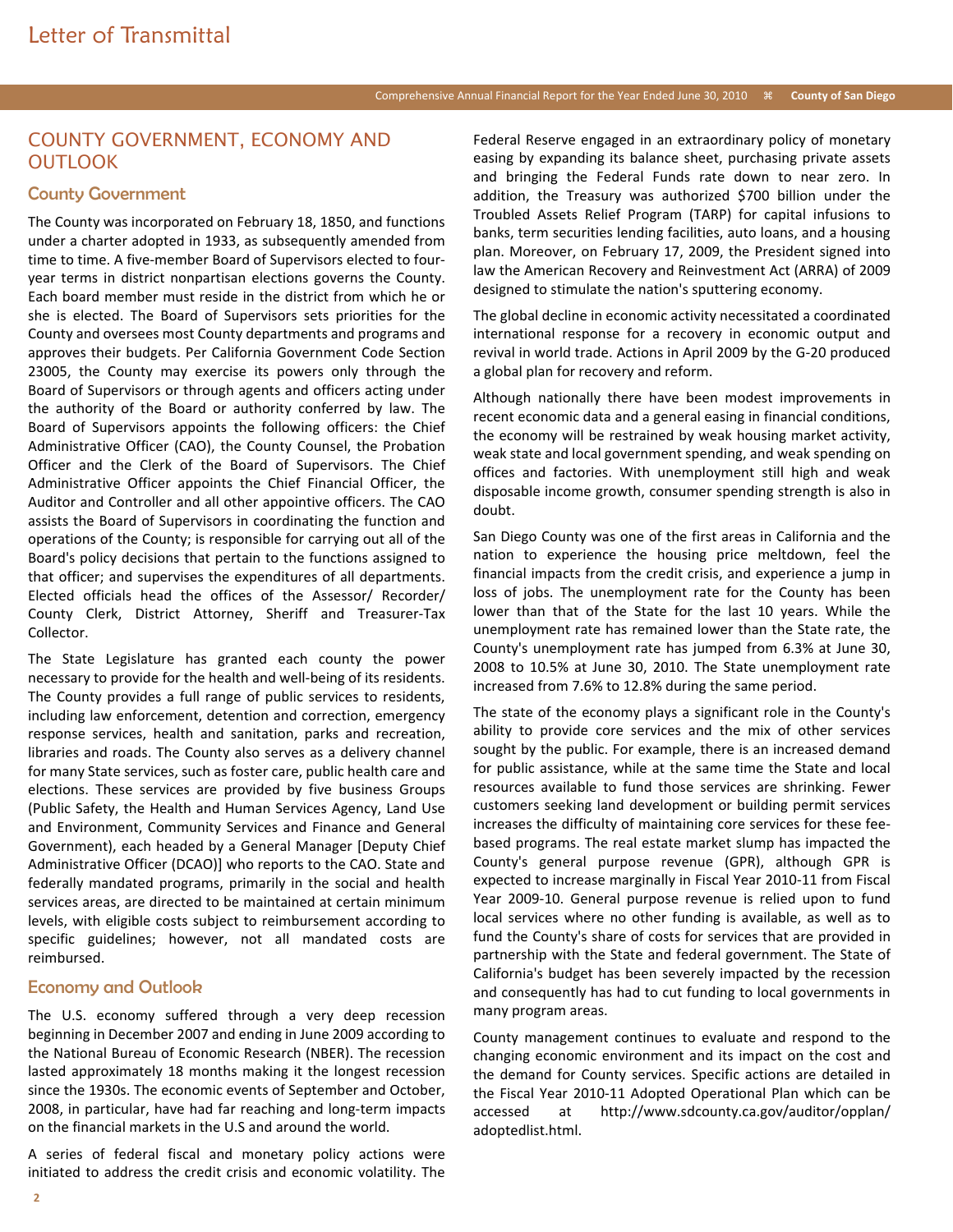# Letter of Transmittal

## COUNTY GOVERNMENT, ECONOMY AND OUTLOOK

### County Government

The County was incorporated on February 18, 1850, and functions under a charter adopted in 1933, as subsequently amended from time to time. A five-member Board of Supervisors elected to four-year terms in district nonpartisan elections governs the County. Each board member must reside in the district from which he or she is elected. The Board of Supervisors sets priorities for the County and oversees most County departments and programs and approves their budgets. Per California Government Code Section 23005, the County may exercise its powers only through the Board of Supervisors or through agents and officers acting under the authority of the Board or authority conferred by law. The Board of Supervisors appoints the following officers: the Chief Administrative Officer (CAO), the County Counsel, the Probation Officer and the Clerk of the Board of Supervisors. The Chief Administrative Officer appoints the Chief Financial Officer, the Auditor and Controller and all other appointive officers. The CAO assists the Board of Supervisors in coordinating the function and operations of the County; is responsible for carrying out all of the Board's policy decisions that pertain to the functions assigned to that officer; and supervises the expenditures of all departments. Elected officials head the offices of the Assessor/ Recorder/ County Clerk, District Attorney, Sheriff and Treasurer-Tax Collector.

The State Legislature has granted each county the power necessary to provide for the health and well-being of its residents. The County provides a full range of public services to residents, including law enforcement, detention and correction, emergency response services, health and sanitation, parks and recreation, libraries and roads. The County also serves as a delivery channel for many State services, such as foster care, public health care and elections. These services are provided by five business Groups (Public Safety, the Health and Human Services Agency, Land Use and Environment, Community Services and Finance and General Government), each headed by a General Manager [Deputy Chief Administrative Officer (DCAO)] who reports to the CAO. State and federally mandated programs, primarily in the social and health services areas, are directed to be maintained at certain minimum levels, with eligible costs subject to reimbursement according to specific guidelines; however, not all mandated costs are reimbursed.

### Economy and Outlook

The U.S. economy suffered through a very deep recession beginning in December 2007 and ending in June 2009 according to the National Bureau of Economic Research (NBER). The recession lasted approximately 18 months making it the longest recession since the 1930s. The economic events of September and October, 2008, in particular, have had far reaching and long-term impacts on the financial markets in the U.S and around the world.

A series of federal fiscal and monetary policy actions were initiated to address the credit crisis and economic volatility. The Federal Reserve engaged in an extraordinary policy of monetary easing by expanding its balance sheet, purchasing private assets and bringing the Federal Funds rate down to near zero. In addition, the Treasury was authorized $700 billion under the Troubled Assets Relief Program (TARP) for capital infusions to banks, term securities lending facilities, auto loans, and a housing plan. Moreover, on February 17, 2009, the President signed into law the American Recovery and Reinvestment Act (ARRA) of 2009 designed to stimulate the nation's sputtering economy.

The global decline in economic activity necessitated a coordinated international response for a recovery in economic output and revival in world trade. Actions in April 2009 by the G-20 produced a global plan for recovery and reform.

Although nationally there have been modest improvements in recent economic data and a general easing in financial conditions, the economy will be restrained by weak housing market activity, weak state and local government spending, and weak spending on offices and factories. With unemployment still high and weak disposable income growth, consumer spending strength is also in doubt.

San Diego County was one of the first areas in California and the nation to experience the housing price meltdown, feel the financial impacts from the credit crisis, and experience a jump in loss of jobs. The unemployment rate for the County has been lower than that of the State for the last 10 years. While the unemployment rate has remained lower than the State rate, the County's unemployment rate has jumped from 6.3% at June 30, 2008 to 10.5% at June 30, 2010. The State unemployment rate increased from 7.6% to 12.8% during the same period.

The state of the economy plays a significant role in the County's ability to provide core services and the mix of other services sought by the public. For example, there is an increased demand for public assistance, while at the same time the State and local resources available to fund those services are shrinking. Fewer customers seeking land development or building permit services increases the difficulty of maintaining core services for these fee-based programs. The real estate market slump has impacted the County's general purpose revenue (GPR), although GPR is expected to increase marginally in Fiscal Year 2010-11 from Fiscal Year 2009-10. General purpose revenue is relied upon to fund local services where no other funding is available, as well as to fund the County's share of costs for services that are provided in partnership with the State and federal government. The State of California's budget has been severely impacted by the recession and consequently has had to cut funding to local governments in many program areas.

County management continues to evaluate and respond to the changing economic environment and its impact on the cost and the demand for County services. Specific actions are detailed in the Fiscal Year 2010-11 Adopted Operational Plan which can be accessed at http://www.sdcounty.ca.gov/auditor/opplan/adoptedlist.html.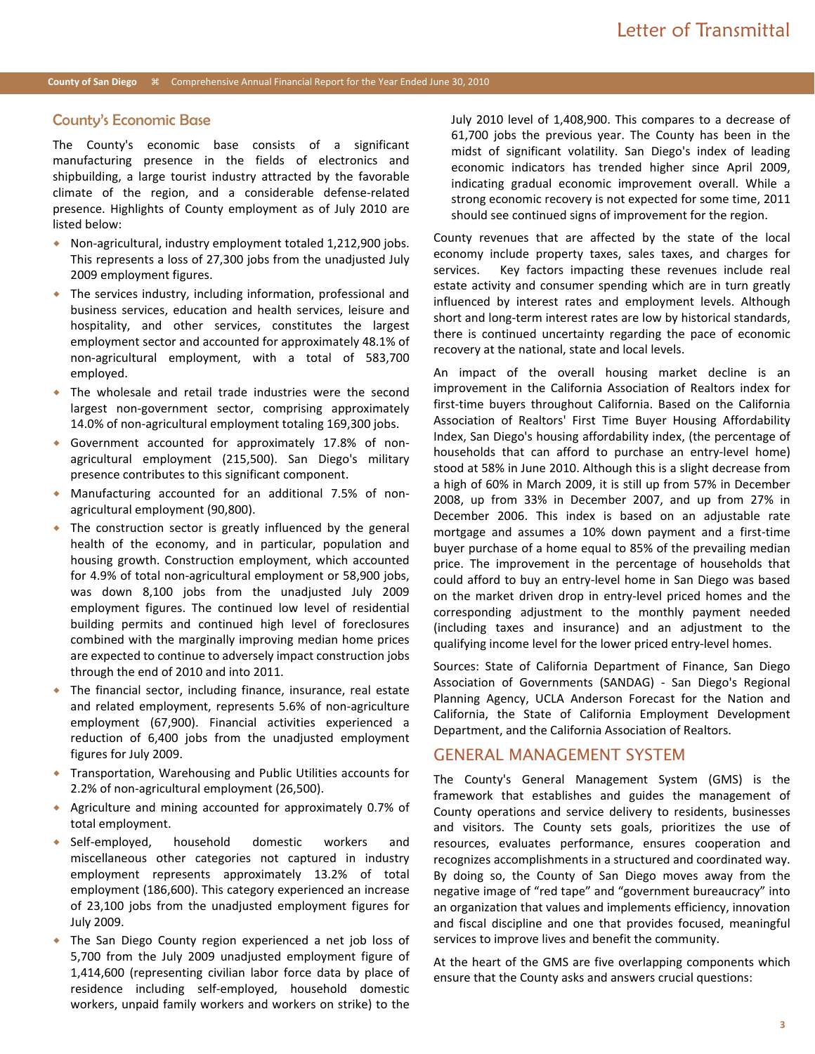## County's Economic Base

The County's economic base consists of a significant manufacturing presence in the fields of electronics and shipbuilding, a large tourist industry attracted by the favorable climate of the region, and a considerable defense-related presence. Highlights of County employment as of July 2010 are listed below:

- Non-agricultural, industry employment totaled 1,212,900 jobs. This represents a loss of 27,300 jobs from the unadjusted July 2009 employment figures.
- The services industry, including information, professional and business services, education and health services, leisure and hospitality, and other services, constitutes the largest employment sector and accounted for approximately 48.1% of non-agricultural employment, with a total of 583,700 employed.
- The wholesale and retail trade industries were the second largest non-government sector, comprising approximately 14.0% of non-agricultural employment totaling 169,300 jobs.
- Government accounted for approximately 17.8% of non-agricultural employment (215,500). San Diego's military presence contributes to this significant component.
- Manufacturing accounted for an additional 7.5% of non-agricultural employment (90,800).
- The construction sector is greatly influenced by the general health of the economy, and in particular, population and housing growth. Construction employment, which accounted for 4.9% of total non-agricultural employment or 58,900 jobs, was down 8,100 jobs from the unadjusted July 2009 employment figures. The continued low level of residential building permits and continued high level of foreclosures combined with the marginally improving median home prices are expected to continue to adversely impact construction jobs through the end of 2010 and into 2011.
- The financial sector, including finance, insurance, real estate and related employment, represents 5.6% of non-agriculture employment (67,900). Financial activities experienced a reduction of 6,400 jobs from the unadjusted employment figures for July 2009.
- Transportation, Warehousing and Public Utilities accounts for 2.2% of non-agricultural employment (26,500).
- Agriculture and mining accounted for approximately 0.7% of total employment.
- Self-employed, household domestic workers and miscellaneous other categories not captured in industry employment represents approximately 13.2% of total employment (186,600). This category experienced an increase of 23,100 jobs from the unadjusted employment figures for July 2009.
- The San Diego County region experienced a net job loss of 5,700 from the July 2009 unadjusted employment figure of 1,414,600 (representing civilian labor force data by place of residence including self-employed, household domestic workers, unpaid family workers and workers on strike) to the July 2010 level of 1,408,900. This compares to a decrease of 61,700 jobs the previous year. The County has been in the midst of significant volatility. San Diego's index of leading economic indicators has trended higher since April 2009, indicating gradual economic improvement overall. While a strong economic recovery is not expected for some time, 2011 should see continued signs of improvement for the region.

County revenues that are affected by the state of the local economy include property taxes, sales taxes, and charges for services. Key factors impacting these revenues include real estate activity and consumer spending which are in turn greatly influenced by interest rates and employment levels. Although short and long-term interest rates are low by historical standards, there is continued uncertainty regarding the pace of economic recovery at the national, state and local levels.

An impact of the overall housing market decline is an improvement in the California Association of Realtors index for first-time buyers throughout California. Based on the California Association of Realtors' First Time Buyer Housing Affordability Index, San Diego's housing affordability index, (the percentage of households that can afford to purchase an entry-level home) stood at 58% in June 2010. Although this is a slight decrease from a high of 60% in March 2009, it is still up from 57% in December 2008, up from 33% in December 2007, and up from 27% in December 2006. This index is based on an adjustable rate mortgage and assumes a 10% down payment and a first-time buyer purchase of a home equal to 85% of the prevailing median price. The improvement in the percentage of households that could afford to buy an entry-level home in San Diego was based on the market driven drop in entry-level priced homes and the corresponding adjustment to the monthly payment needed (including taxes and insurance) and an adjustment to the qualifying income level for the lower priced entry-level homes.

Sources: State of California Department of Finance, San Diego Association of Governments (SANDAG) - San Diego's Regional Planning Agency, UCLA Anderson Forecast for the Nation and California, the State of California Employment Development Department, and the California Association of Realtors.

## GENERAL MANAGEMENT SYSTEM

The County's General Management System (GMS) is the framework that establishes and guides the management of County operations and service delivery to residents, businesses and visitors. The County sets goals, prioritizes the use of resources, evaluates performance, ensures cooperation and recognizes accomplishments in a structured and coordinated way. By doing so, the County of San Diego moves away from the negative image of "red tape" and "government bureaucracy" into an organization that values and implements efficiency, innovation and fiscal discipline and one that provides focused, meaningful services to improve lives and benefit the community.

At the heart of the GMS are five overlapping components which ensure that the County asks and answers crucial questions: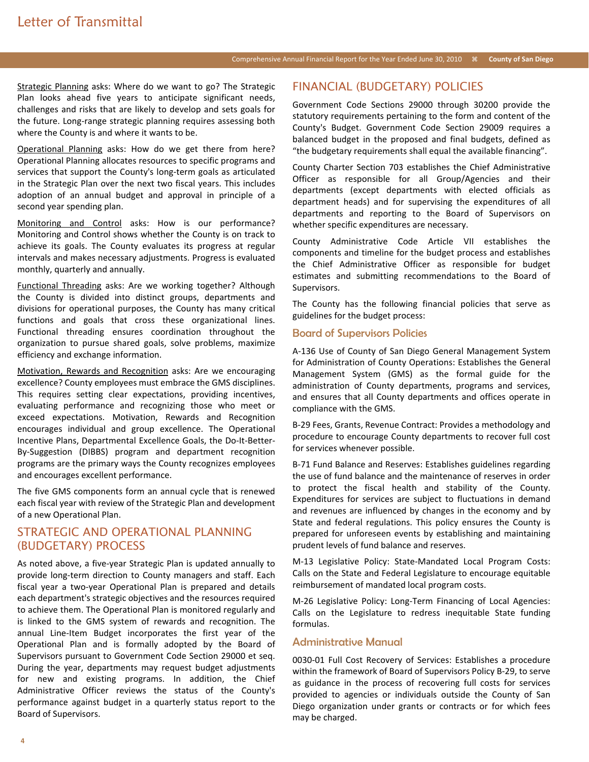Strategic Planning asks: Where do we want to go? The Strategic Plan looks ahead five years to anticipate significant needs, challenges and risks that are likely to develop and sets goals for the future. Long-range strategic planning requires assessing both where the County is and where it wants to be.

Operational Planning asks: How do we get there from here? Operational Planning allocates resources to specific programs and services that support the County's long-term goals as articulated in the Strategic Plan over the next two fiscal years. This includes adoption of an annual budget and approval in principle of a second year spending plan.

Monitoring and Control asks: How is our performance? Monitoring and Control shows whether the County is on track to achieve its goals. The County evaluates its progress at regular intervals and makes necessary adjustments. Progress is evaluated monthly, quarterly and annually.

Functional Threading asks: Are we working together? Although the County is divided into distinct groups, departments and divisions for operational purposes, the County has many critical functions and goals that cross these organizational lines. Functional threading ensures coordination throughout the organization to pursue shared goals, solve problems, maximize efficiency and exchange information.

Motivation, Rewards and Recognition asks: Are we encouraging excellence? County employees must embrace the GMS disciplines. This requires setting clear expectations, providing incentives, evaluating performance and recognizing those who meet or exceed expectations. Motivation, Rewards and Recognition encourages individual and group excellence. The Operational Incentive Plans, Departmental Excellence Goals, the Do-It-Better-By-Suggestion (DIBBS) program and department recognition programs are the primary ways the County recognizes employees and encourages excellent performance.

The five GMS components form an annual cycle that is renewed each fiscal year with review of the Strategic Plan and development of a new Operational Plan.

## STRATEGIC AND OPERATIONAL PLANNING (BUDGETARY) PROCESS

As noted above, a five-year Strategic Plan is updated annually to provide long-term direction to County managers and staff. Each fiscal year a two-year Operational Plan is prepared and details each department's strategic objectives and the resources required to achieve them. The Operational Plan is monitored regularly and is linked to the GMS system of rewards and recognition. The annual Line-Item Budget incorporates the first year of the Operational Plan and is formally adopted by the Board of Supervisors pursuant to Government Code Section 29000 et seq. During the year, departments may request budget adjustments for new and existing programs. In addition, the Chief Administrative Officer reviews the status of the County's performance against budget in a quarterly status report to the Board of Supervisors.

## FINANCIAL (BUDGETARY) POLICIES

Government Code Sections 29000 through 30200 provide the statutory requirements pertaining to the form and content of the County's Budget. Government Code Section 29009 requires a balanced budget in the proposed and final budgets, defined as "the budgetary requirements shall equal the available financing".

County Charter Section 703 establishes the Chief Administrative Officer as responsible for all Group/Agencies and their departments (except departments with elected officials as department heads) and for supervising the expenditures of all departments and reporting to the Board of Supervisors on whether specific expenditures are necessary.

County Administrative Code Article VII establishes the components and timeline for the budget process and establishes the Chief Administrative Officer as responsible for budget estimates and submitting recommendations to the Board of Supervisors.

The County has the following financial policies that serve as guidelines for the budget process:

### Board of Supervisors Policies

A-136 Use of County of San Diego General Management System for Administration of County Operations: Establishes the General Management System (GMS) as the formal guide for the administration of County departments, programs and services, and ensures that all County departments and offices operate in compliance with the GMS.

B-29 Fees, Grants, Revenue Contract: Provides a methodology and procedure to encourage County departments to recover full cost for services whenever possible.

B-71 Fund Balance and Reserves: Establishes guidelines regarding the use of fund balance and the maintenance of reserves in order to protect the fiscal health and stability of the County. Expenditures for services are subject to fluctuations in demand and revenues are influenced by changes in the economy and by State and federal regulations. This policy ensures the County is prepared for unforeseen events by establishing and maintaining prudent levels of fund balance and reserves.

M-13 Legislative Policy: State-Mandated Local Program Costs: Calls on the State and Federal Legislature to encourage equitable reimbursement of mandated local program costs.

M-26 Legislative Policy: Long-Term Financing of Local Agencies: Calls on the Legislature to redress inequitable State funding formulas.

### Administrative Manual

0030-01 Full Cost Recovery of Services: Establishes a procedure within the framework of Board of Supervisors Policy B-29, to serve as guidance in the process of recovering full costs for services provided to agencies or individuals outside the County of San Diego organization under grants or contracts or for which fees may be charged.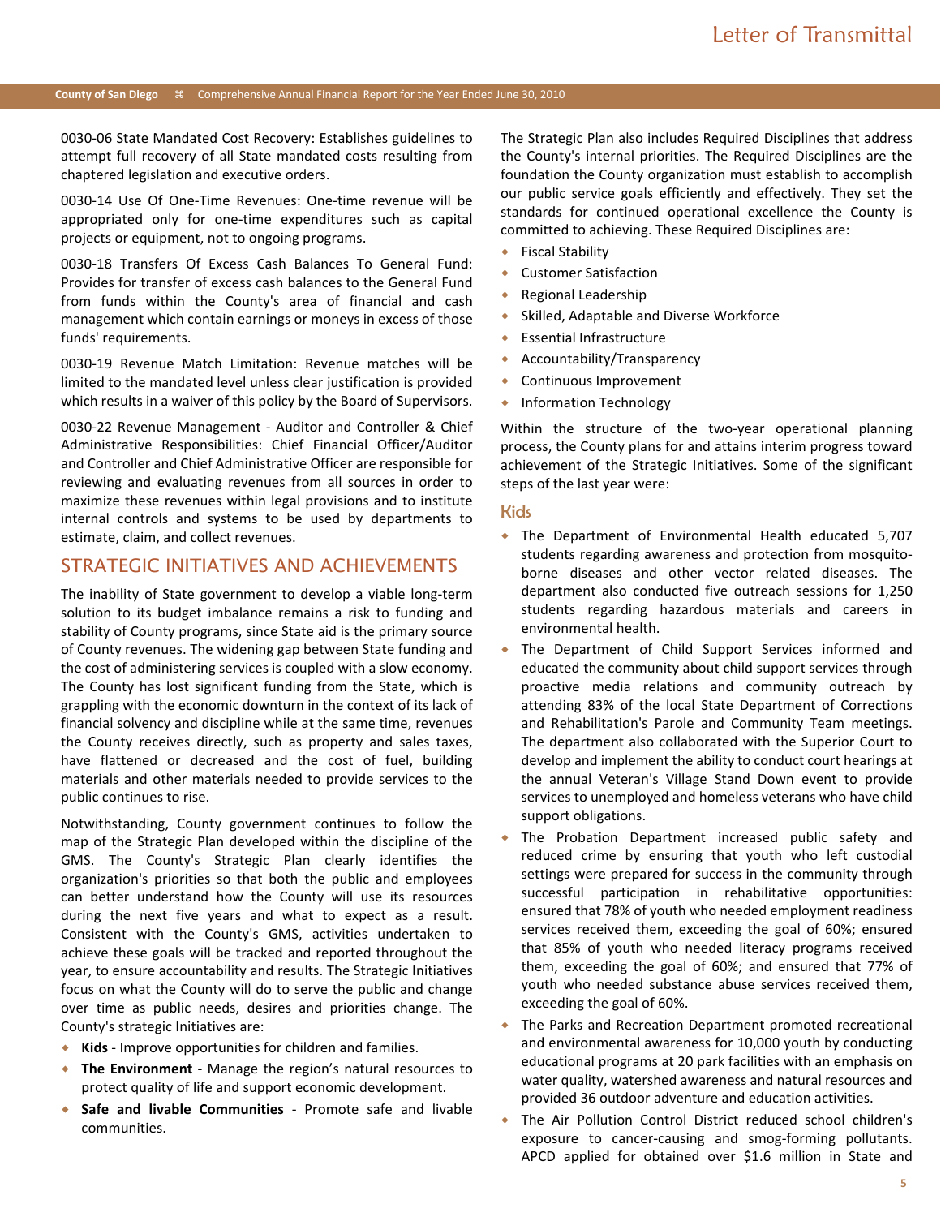0030-06 State Mandated Cost Recovery: Establishes guidelines to attempt full recovery of all State mandated costs resulting from chaptered legislation and executive orders.

0030-14 Use Of One-Time Revenues: One-time revenue will be appropriated only for one-time expenditures such as capital projects or equipment, not to ongoing programs.

0030-18 Transfers Of Excess Cash Balances To General Fund: Provides for transfer of excess cash balances to the General Fund from funds within the County's area of financial and cash management which contain earnings or moneys in excess of those funds' requirements.

0030-19 Revenue Match Limitation: Revenue matches will be limited to the mandated level unless clear justification is provided which results in a waiver of this policy by the Board of Supervisors.

0030-22 Revenue Management - Auditor and Controller & Chief Administrative Responsibilities: Chief Financial Officer/Auditor and Controller and Chief Administrative Officer are responsible for reviewing and evaluating revenues from all sources in order to maximize these revenues within legal provisions and to institute internal controls and systems to be used by departments to estimate, claim, and collect revenues.

## STRATEGIC INITIATIVES AND ACHIEVEMENTS

The inability of State government to develop a viable long-term solution to its budget imbalance remains a risk to funding and stability of County programs, since State aid is the primary source of County revenues. The widening gap between State funding and the cost of administering services is coupled with a slow economy. The County has lost significant funding from the State, which is grappling with the economic downturn in the context of its lack of financial solvency and discipline while at the same time, revenues the County receives directly, such as property and sales taxes, have flattened or decreased and the cost of fuel, building materials and other materials needed to provide services to the public continues to rise.

Notwithstanding, County government continues to follow the map of the Strategic Plan developed within the discipline of the GMS. The County's Strategic Plan clearly identifies the organization's priorities so that both the public and employees can better understand how the County will use its resources during the next five years and what to expect as a result. Consistent with the County's GMS, activities undertaken to achieve these goals will be tracked and reported throughout the year, to ensure accountability and results. The Strategic Initiatives focus on what the County will do to serve the public and change over time as public needs, desires and priorities change. The County's strategic Initiatives are:

- **Kids** - Improve opportunities for children and families.
- **The Environment** - Manage the region's natural resources to protect quality of life and support economic development.
- **Safe and livable Communities** - Promote safe and livable communities.

The Strategic Plan also includes Required Disciplines that address the County's internal priorities. The Required Disciplines are the foundation the County organization must establish to accomplish our public service goals efficiently and effectively. They set the standards for continued operational excellence the County is committed to achieving. These Required Disciplines are:

- Fiscal Stability
- Customer Satisfaction
- Regional Leadership
- Skilled, Adaptable and Diverse Workforce
- Essential Infrastructure
- Accountability/Transparency
- Continuous Improvement
- Information Technology

Within the structure of the two-year operational planning process, the County plans for and attains interim progress toward achievement of the Strategic Initiatives. Some of the significant steps of the last year were:

### Kids

- The Department of Environmental Health educated 5,707 students regarding awareness and protection from mosquito-borne diseases and other vector related diseases. The department also conducted five outreach sessions for 1,250 students regarding hazardous materials and careers in environmental health.
- The Department of Child Support Services informed and educated the community about child support services through proactive media relations and community outreach by attending 83% of the local State Department of Corrections and Rehabilitation's Parole and Community Team meetings. The department also collaborated with the Superior Court to develop and implement the ability to conduct court hearings at the annual Veteran's Village Stand Down event to provide services to unemployed and homeless veterans who have child support obligations.
- The Probation Department increased public safety and reduced crime by ensuring that youth who left custodial settings were prepared for success in the community through successful participation in rehabilitative opportunities: ensured that 78% of youth who needed employment readiness services received them, exceeding the goal of 60%; ensured that 85% of youth who needed literacy programs received them, exceeding the goal of 60%; and ensured that 77% of youth who needed substance abuse services received them, exceeding the goal of 60%.
- The Parks and Recreation Department promoted recreational and environmental awareness for 10,000 youth by conducting educational programs at 20 park facilities with an emphasis on water quality, watershed awareness and natural resources and provided 36 outdoor adventure and education activities.
- The Air Pollution Control District reduced school children's exposure to cancer-causing and smog-forming pollutants. APCD applied for obtained over $1.6 million in State and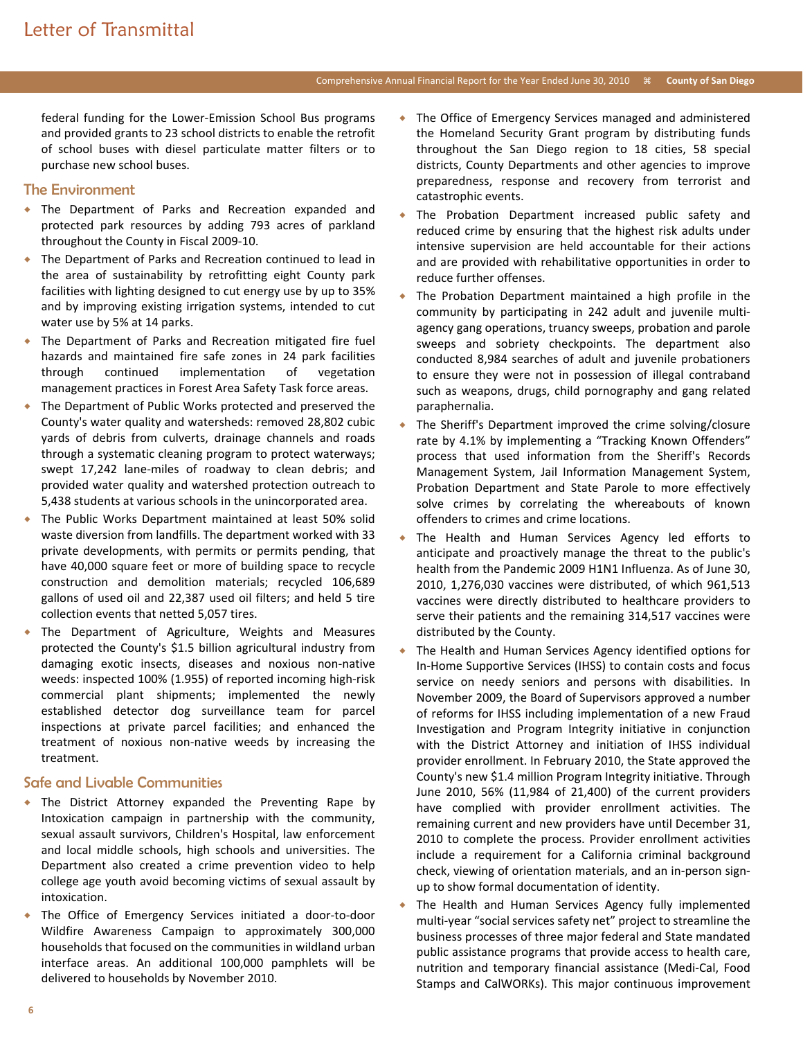federal funding for the Lower-Emission School Bus programs and provided grants to 23 school districts to enable the retrofit of school buses with diesel particulate matter filters or to purchase new school buses.

### The Environment

- The Department of Parks and Recreation expanded and protected park resources by adding 793 acres of parkland throughout the County in Fiscal 2009-10.
- The Department of Parks and Recreation continued to lead in the area of sustainability by retrofitting eight County park facilities with lighting designed to cut energy use by up to 35% and by improving existing irrigation systems, intended to cut water use by 5% at 14 parks.
- The Department of Parks and Recreation mitigated fire fuel hazards and maintained fire safe zones in 24 park facilities through continued implementation of vegetation management practices in Forest Area Safety Task force areas.
- The Department of Public Works protected and preserved the County's water quality and watersheds: removed 28,802 cubic yards of debris from culverts, drainage channels and roads through a systematic cleaning program to protect waterways; swept 17,242 lane-miles of roadway to clean debris; and provided water quality and watershed protection outreach to 5,438 students at various schools in the unincorporated area.
- The Public Works Department maintained at least 50% solid waste diversion from landfills. The department worked with 33 private developments, with permits or permits pending, that have 40,000 square feet or more of building space to recycle construction and demolition materials; recycled 106,689 gallons of used oil and 22,387 used oil filters; and held 5 tire collection events that netted 5,057 tires.
- The Department of Agriculture, Weights and Measures protected the County's $1.5 billion agricultural industry from damaging exotic insects, diseases and noxious non-native weeds: inspected 100% (1.955) of reported incoming high-risk commercial plant shipments; implemented the newly established detector dog surveillance team for parcel inspections at private parcel facilities; and enhanced the treatment of noxious non-native weeds by increasing the treatment.

### Safe and Livable Communities

- The District Attorney expanded the Preventing Rape by Intoxication campaign in partnership with the community, sexual assault survivors, Children's Hospital, law enforcement and local middle schools, high schools and universities. The Department also created a crime prevention video to help college age youth avoid becoming victims of sexual assault by intoxication.
- The Office of Emergency Services initiated a door-to-door Wildfire Awareness Campaign to approximately 300,000 households that focused on the communities in wildland urban interface areas. An additional 100,000 pamphlets will be delivered to households by November 2010.
- The Office of Emergency Services managed and administered the Homeland Security Grant program by distributing funds throughout the San Diego region to 18 cities, 58 special districts, County Departments and other agencies to improve preparedness, response and recovery from terrorist and catastrophic events.
- The Probation Department increased public safety and reduced crime by ensuring that the highest risk adults under intensive supervision are held accountable for their actions and are provided with rehabilitative opportunities in order to reduce further offenses.
- The Probation Department maintained a high profile in the community by participating in 242 adult and juvenile multi-agency gang operations, truancy sweeps, probation and parole sweeps and sobriety checkpoints. The department also conducted 8,984 searches of adult and juvenile probationers to ensure they were not in possession of illegal contraband such as weapons, drugs, child pornography and gang related paraphernalia.
- The Sheriff's Department improved the crime solving/closure rate by 4.1% by implementing a "Tracking Known Offenders" process that used information from the Sheriff's Records Management System, Jail Information Management System, Probation Department and State Parole to more effectively solve crimes by correlating the whereabouts of known offenders to crimes and crime locations.
- The Health and Human Services Agency led efforts to anticipate and proactively manage the threat to the public's health from the Pandemic 2009 H1N1 Influenza. As of June 30, 2010, 1,276,030 vaccines were distributed, of which 961,513 vaccines were directly distributed to healthcare providers to serve their patients and the remaining 314,517 vaccines were distributed by the County.
- The Health and Human Services Agency identified options for In-Home Supportive Services (IHSS) to contain costs and focus service on needy seniors and persons with disabilities. In November 2009, the Board of Supervisors approved a number of reforms for IHSS including implementation of a new Fraud Investigation and Program Integrity initiative in conjunction with the District Attorney and initiation of IHSS individual provider enrollment. In February 2010, the State approved the County's new $1.4 million Program Integrity initiative. Through June 2010, 56% (11,984 of 21,400) of the current providers have complied with provider enrollment activities. The remaining current and new providers have until December 31, 2010 to complete the process. Provider enrollment activities include a requirement for a California criminal background check, viewing of orientation materials, and an in-person sign-up to show formal documentation of identity.
- The Health and Human Services Agency fully implemented multi-year "social services safety net" project to streamline the business processes of three major federal and State mandated public assistance programs that provide access to health care, nutrition and temporary financial assistance (Medi-Cal, Food Stamps and CalWORKs). This major continuous improvement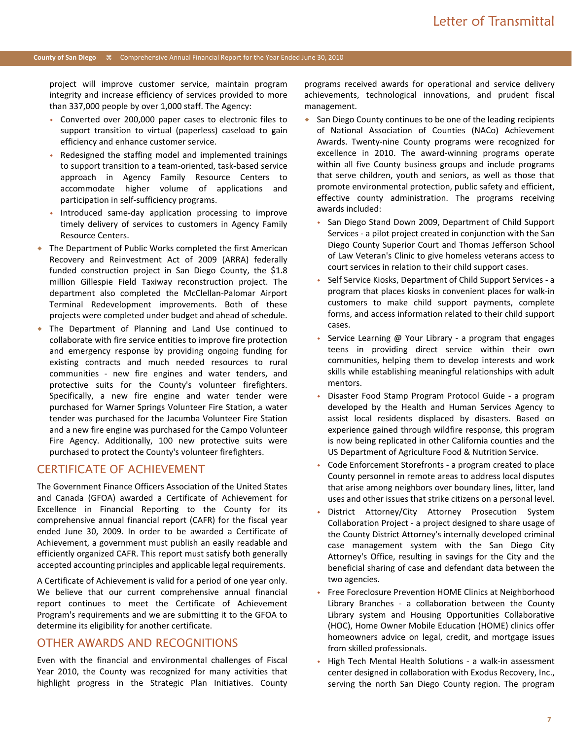project will improve customer service, maintain program integrity and increase efficiency of services provided to more than 337,000 people by over 1,000 staff. The Agency:

- Converted over 200,000 paper cases to electronic files to support transition to virtual (paperless) caseload to gain efficiency and enhance customer service.
- Redesigned the staffing model and implemented trainings to support transition to a team-oriented, task-based service approach in Agency Family Resource Centers to accommodate higher volume of applications and participation in self-sufficiency programs.
- Introduced same-day application processing to improve timely delivery of services to customers in Agency Family Resource Centers.

- The Department of Public Works completed the first American Recovery and Reinvestment Act of 2009 (ARRA) federally funded construction project in San Diego County, the $1.8 million Gillespie Field Taxiway reconstruction project. The department also completed the McClellan-Palomar Airport Terminal Redevelopment improvements. Both of these projects were completed under budget and ahead of schedule.
- The Department of Planning and Land Use continued to collaborate with fire service entities to improve fire protection and emergency response by providing ongoing funding for existing contracts and much needed resources to rural communities - new fire engines and water tenders, and protective suits for the County's volunteer firefighters. Specifically, a new fire engine and water tender were purchased for Warner Springs Volunteer Fire Station, a water tender was purchased for the Jacumba Volunteer Fire Station and a new fire engine was purchased for the Campo Volunteer Fire Agency. Additionally, 100 new protective suits were purchased to protect the County's volunteer firefighters.

## CERTIFICATE OF ACHIEVEMENT

The Government Finance Officers Association of the United States and Canada (GFOA) awarded a Certificate of Achievement for Excellence in Financial Reporting to the County for its comprehensive annual financial report (CAFR) for the fiscal year ended June 30, 2009. In order to be awarded a Certificate of Achievement, a government must publish an easily readable and efficiently organized CAFR. This report must satisfy both generally accepted accounting principles and applicable legal requirements.

A Certificate of Achievement is valid for a period of one year only. We believe that our current comprehensive annual financial report continues to meet the Certificate of Achievement Program's requirements and we are submitting it to the GFOA to determine its eligibility for another certificate.

## OTHER AWARDS AND RECOGNITIONS

Even with the financial and environmental challenges of Fiscal Year 2010, the County was recognized for many activities that highlight progress in the Strategic Plan Initiatives. County programs received awards for operational and service delivery achievements, technological innovations, and prudent fiscal management.

- San Diego County continues to be one of the leading recipients of National Association of Counties (NACo) Achievement Awards. Twenty-nine County programs were recognized for excellence in 2010. The award-winning programs operate within all five County business groups and include programs that serve children, youth and seniors, as well as those that promote environmental protection, public safety and efficient, effective county administration. The programs receiving awards included:
  - San Diego Stand Down 2009, Department of Child Support Services - a pilot project created in conjunction with the San Diego County Superior Court and Thomas Jefferson School of Law Veteran's Clinic to give homeless veterans access to court services in relation to their child support cases.
  - Self Service Kiosks, Department of Child Support Services - a program that places kiosks in convenient places for walk-in customers to make child support payments, complete forms, and access information related to their child support cases.
  - Service Learning @ Your Library - a program that engages teens in providing direct service within their own communities, helping them to develop interests and work skills while establishing meaningful relationships with adult mentors.
  - Disaster Food Stamp Program Protocol Guide - a program developed by the Health and Human Services Agency to assist local residents displaced by disasters. Based on experience gained through wildfire response, this program is now being replicated in other California counties and the US Department of Agriculture Food & Nutrition Service.
  - Code Enforcement Storefronts - a program created to place County personnel in remote areas to address local disputes that arise among neighbors over boundary lines, litter, land uses and other issues that strike citizens on a personal level.
  - District Attorney/City Attorney Prosecution System Collaboration Project - a project designed to share usage of the County District Attorney's internally developed criminal case management system with the San Diego City Attorney's Office, resulting in savings for the City and the beneficial sharing of case and defendant data between the two agencies.
  - Free Foreclosure Prevention HOME Clinics at Neighborhood Library Branches - a collaboration between the County Library system and Housing Opportunities Collaborative (HOC), Home Owner Mobile Education (HOME) clinics offer homeowners advice on legal, credit, and mortgage issues from skilled professionals.
  - High Tech Mental Health Solutions - a walk-in assessment center designed in collaboration with Exodus Recovery, Inc., serving the north San Diego County region. The program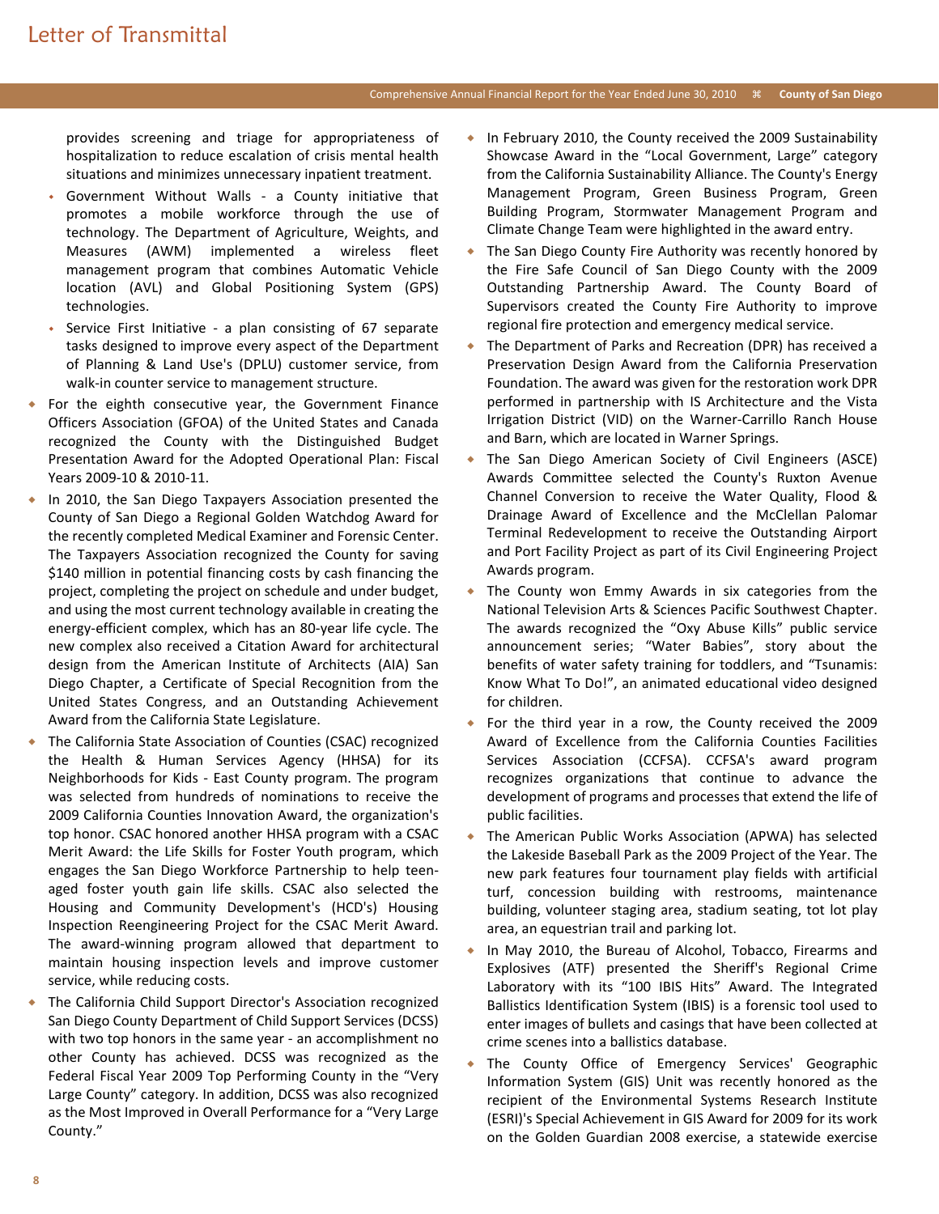provides screening and triage for appropriateness of hospitalization to reduce escalation of crisis mental health situations and minimizes unnecessary inpatient treatment.

- Government Without Walls - a County initiative that promotes a mobile workforce through the use of technology. The Department of Agriculture, Weights, and Measures (AWM) implemented a wireless fleet management program that combines Automatic Vehicle location (AVL) and Global Positioning System (GPS) technologies.
- Service First Initiative - a plan consisting of 67 separate tasks designed to improve every aspect of the Department of Planning & Land Use's (DPLU) customer service, from walk-in counter service to management structure.

- For the eighth consecutive year, the Government Finance Officers Association (GFOA) of the United States and Canada recognized the County with the Distinguished Budget Presentation Award for the Adopted Operational Plan: Fiscal Years 2009-10 & 2010-11.
- In 2010, the San Diego Taxpayers Association presented the County of San Diego a Regional Golden Watchdog Award for the recently completed Medical Examiner and Forensic Center. The Taxpayers Association recognized the County for saving $140 million in potential financing costs by cash financing the project, completing the project on schedule and under budget, and using the most current technology available in creating the energy-efficient complex, which has an 80-year life cycle. The new complex also received a Citation Award for architectural design from the American Institute of Architects (AIA) San Diego Chapter, a Certificate of Special Recognition from the United States Congress, and an Outstanding Achievement Award from the California State Legislature.
- The California State Association of Counties (CSAC) recognized the Health & Human Services Agency (HHSA) for its Neighborhoods for Kids - East County program. The program was selected from hundreds of nominations to receive the 2009 California Counties Innovation Award, the organization's top honor. CSAC honored another HHSA program with a CSAC Merit Award: the Life Skills for Foster Youth program, which engages the San Diego Workforce Partnership to help teen-aged foster youth gain life skills. CSAC also selected the Housing and Community Development's (HCD's) Housing Inspection Reengineering Project for the CSAC Merit Award. The award-winning program allowed that department to maintain housing inspection levels and improve customer service, while reducing costs.
- The California Child Support Director's Association recognized San Diego County Department of Child Support Services (DCSS) with two top honors in the same year - an accomplishment no other County has achieved. DCSS was recognized as the Federal Fiscal Year 2009 Top Performing County in the "Very Large County" category. In addition, DCSS was also recognized as the Most Improved in Overall Performance for a "Very Large County."
- In February 2010, the County received the 2009 Sustainability Showcase Award in the "Local Government, Large" category from the California Sustainability Alliance. The County's Energy Management Program, Green Business Program, Green Building Program, Stormwater Management Program and Climate Change Team were highlighted in the award entry.
- The San Diego County Fire Authority was recently honored by the Fire Safe Council of San Diego County with the 2009 Outstanding Partnership Award. The County Board of Supervisors created the County Fire Authority to improve regional fire protection and emergency medical service.
- The Department of Parks and Recreation (DPR) has received a Preservation Design Award from the California Preservation Foundation. The award was given for the restoration work DPR performed in partnership with IS Architecture and the Vista Irrigation District (VID) on the Warner-Carrillo Ranch House and Barn, which are located in Warner Springs.
- The San Diego American Society of Civil Engineers (ASCE) Awards Committee selected the County's Ruxton Avenue Channel Conversion to receive the Water Quality, Flood & Drainage Award of Excellence and the McClellan Palomar Terminal Redevelopment to receive the Outstanding Airport and Port Facility Project as part of its Civil Engineering Project Awards program.
- The County won Emmy Awards in six categories from the National Television Arts & Sciences Pacific Southwest Chapter. The awards recognized the "Oxy Abuse Kills" public service announcement series; "Water Babies", story about the benefits of water safety training for toddlers, and "Tsunamis: Know What To Do!", an animated educational video designed for children.
- For the third year in a row, the County received the 2009 Award of Excellence from the California Counties Facilities Services Association (CCFSA). CCFSA's award program recognizes organizations that continue to advance the development of programs and processes that extend the life of public facilities.
- The American Public Works Association (APWA) has selected the Lakeside Baseball Park as the 2009 Project of the Year. The new park features four tournament play fields with artificial turf, concession building with restrooms, maintenance building, volunteer staging area, stadium seating, tot lot play area, an equestrian trail and parking lot.
- In May 2010, the Bureau of Alcohol, Tobacco, Firearms and Explosives (ATF) presented the Sheriff's Regional Crime Laboratory with its "100 IBIS Hits" Award. The Integrated Ballistics Identification System (IBIS) is a forensic tool used to enter images of bullets and casings that have been collected at crime scenes into a ballistics database.
- The County Office of Emergency Services' Geographic Information System (GIS) Unit was recently honored as the recipient of the Environmental Systems Research Institute (ESRI)'s Special Achievement in GIS Award for 2009 for its work on the Golden Guardian 2008 exercise, a statewide exercise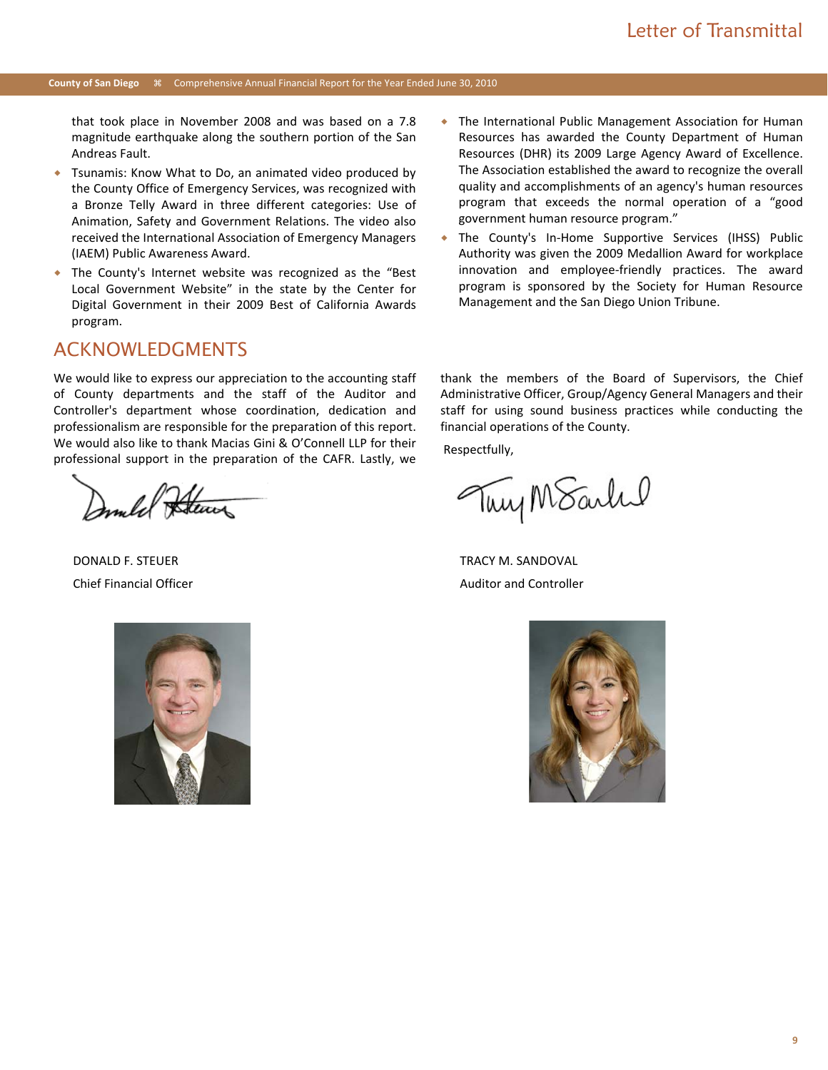that took place in November 2008 and was based on a 7.8 magnitude earthquake along the southern portion of the San Andreas Fault.

- Tsunamis: Know What to Do, an animated video produced by the County Office of Emergency Services, was recognized with a Bronze Telly Award in three different categories: Use of Animation, Safety and Government Relations. The video also received the International Association of Emergency Managers (IAEM) Public Awareness Award.
- The County's Internet website was recognized as the "Best Local Government Website" in the state by the Center for Digital Government in their 2009 Best of California Awards program.
- The International Public Management Association for Human Resources has awarded the County Department of Human Resources (DHR) its 2009 Large Agency Award of Excellence. The Association established the award to recognize the overall quality and accomplishments of an agency's human resources program that exceeds the normal operation of a "good government human resource program."
- The County's In-Home Supportive Services (IHSS) Public Authority was given the 2009 Medallion Award for workplace innovation and employee-friendly practices. The award program is sponsored by the Society for Human Resource Management and the San Diego Union Tribune.

## ACKNOWLEDGMENTS

We would like to express our appreciation to the accounting staff of County departments and the staff of the Auditor and Controller's department whose coordination, dedication and professionalism are responsible for the preparation of this report. We would also like to thank Macias Gini & O'Connell LLP for their professional support in the preparation of the CAFR. Lastly, we thank the members of the Board of Supervisors, the Chief Administrative Officer, Group/Agency General Managers and their staff for using sound business practices while conducting the financial operations of the County.

Respectfully,

DONALD F. STEUER
Chief Financial Officer

TRACY M. SANDOVAL
Auditor and Controller